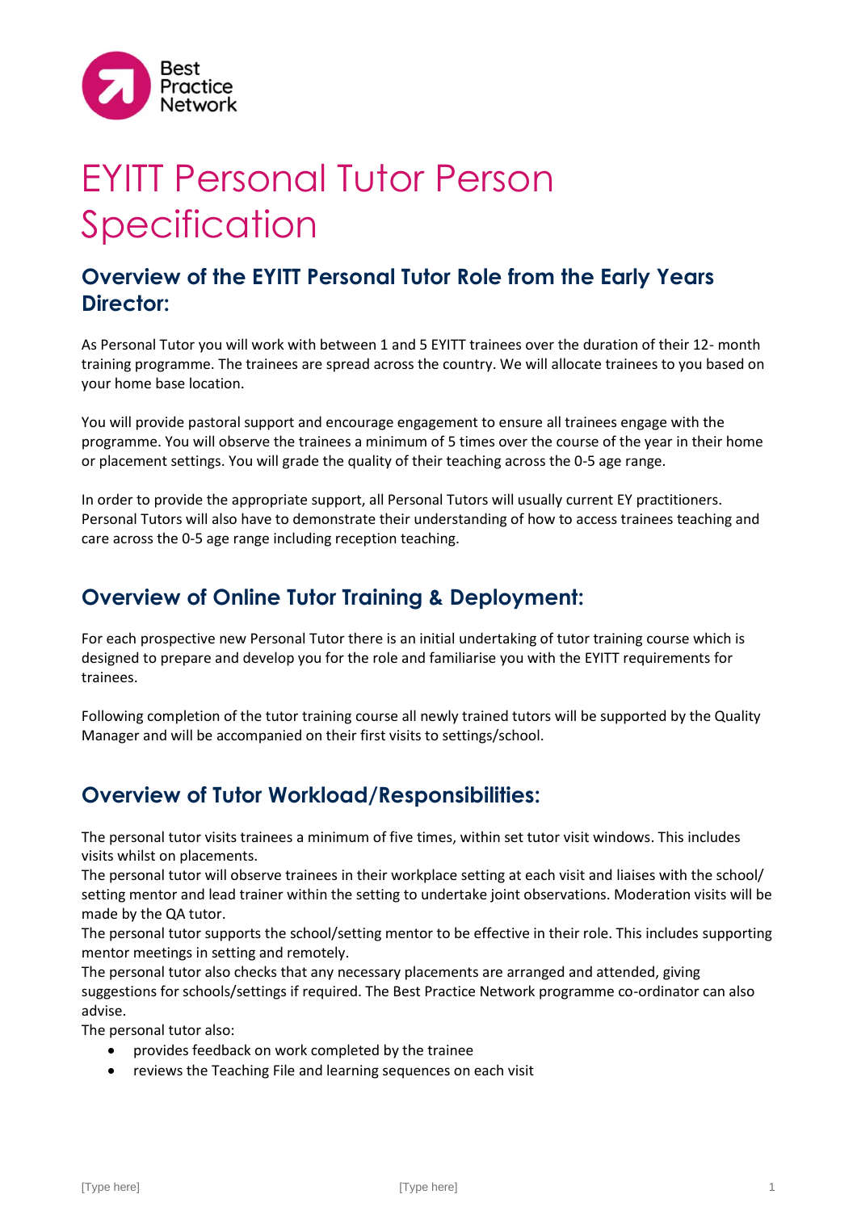Best Practice Network

# EYITT Personal Tutor Person Specification

## Overview of the EYITT Personal Tutor Role from the Early Years Director:

As Personal Tutor you will work with between 1 and 5 EYITT trainees over the duration of their 12- month training programme. The trainees are spread across the country. We will allocate trainees to you based on your home base location.

You will provide pastoral support and encourage engagement to ensure all trainees engage with the programme. You will observe the trainees a minimum of 5 times over the course of the year in their home or placement settings. You will grade the quality of their teaching across the 0-5 age range.

In order to provide the appropriate support, all Personal Tutors will usually current EY practitioners. Personal Tutors will also have to demonstrate their understanding of how to access trainees teaching and care across the 0-5 age range including reception teaching.

## Overview of Online Tutor Training & Deployment:

For each prospective new Personal Tutor there is an initial undertaking of tutor training course which is designed to prepare and develop you for the role and familiarise you with the EYITT requirements for trainees.

Following completion of the tutor training course all newly trained tutors will be supported by the Quality Manager and will be accompanied on their first visits to settings/school.

## Overview of Tutor Workload/Responsibilities:

The personal tutor visits trainees a minimum of five times, within set tutor visit windows. This includes visits whilst on placements.
The personal tutor will observe trainees in their workplace setting at each visit and liaises with the school/ setting mentor and lead trainer within the setting to undertake joint observations. Moderation visits will be made by the QA tutor.
The personal tutor supports the school/setting mentor to be effective in their role. This includes supporting mentor meetings in setting and remotely.
The personal tutor also checks that any necessary placements are arranged and attended, giving suggestions for schools/settings if required. The Best Practice Network programme co-ordinator can also advise.
The personal tutor also:

- provides feedback on work completed by the trainee
- reviews the Teaching File and learning sequences on each visit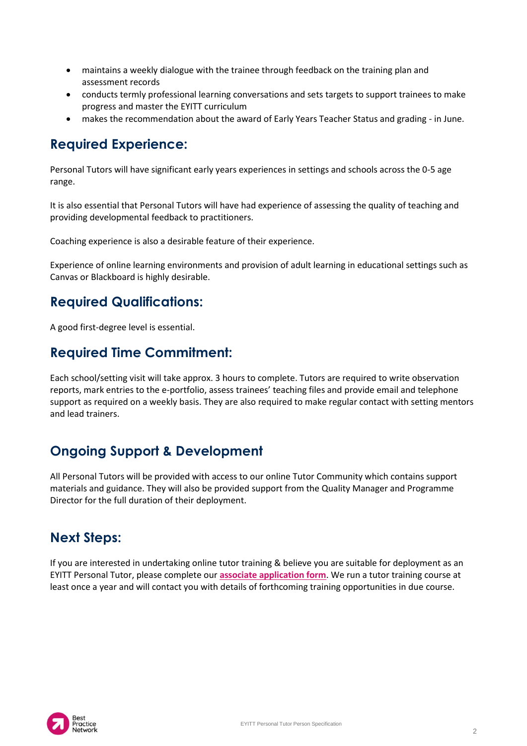- maintains a weekly dialogue with the trainee through feedback on the training plan and assessment records
- conducts termly professional learning conversations and sets targets to support trainees to make progress and master the EYITT curriculum
- makes the recommendation about the award of Early Years Teacher Status and grading - in June.

## Required Experience:

Personal Tutors will have significant early years experiences in settings and schools across the 0-5 age range.

It is also essential that Personal Tutors will have had experience of assessing the quality of teaching and providing developmental feedback to practitioners.

Coaching experience is also a desirable feature of their experience.

Experience of online learning environments and provision of adult learning in educational settings such as Canvas or Blackboard is highly desirable.

## Required Qualifications:

A good first-degree level is essential.

## Required Time Commitment:

Each school/setting visit will take approx. 3 hours to complete. Tutors are required to write observation reports, mark entries to the e-portfolio, assess trainees' teaching files and provide email and telephone support as required on a weekly basis. They are also required to make regular contact with setting mentors and lead trainers.

## Ongoing Support & Development

All Personal Tutors will be provided with access to our online Tutor Community which contains support materials and guidance. They will also be provided support from the Quality Manager and Programme Director for the full duration of their deployment.

## Next Steps:

If you are interested in undertaking online tutor training & believe you are suitable for deployment as an EYITT Personal Tutor, please complete our **associate application form**. We run a tutor training course at least once a year and will contact you with details of forthcoming training opportunities in due course.